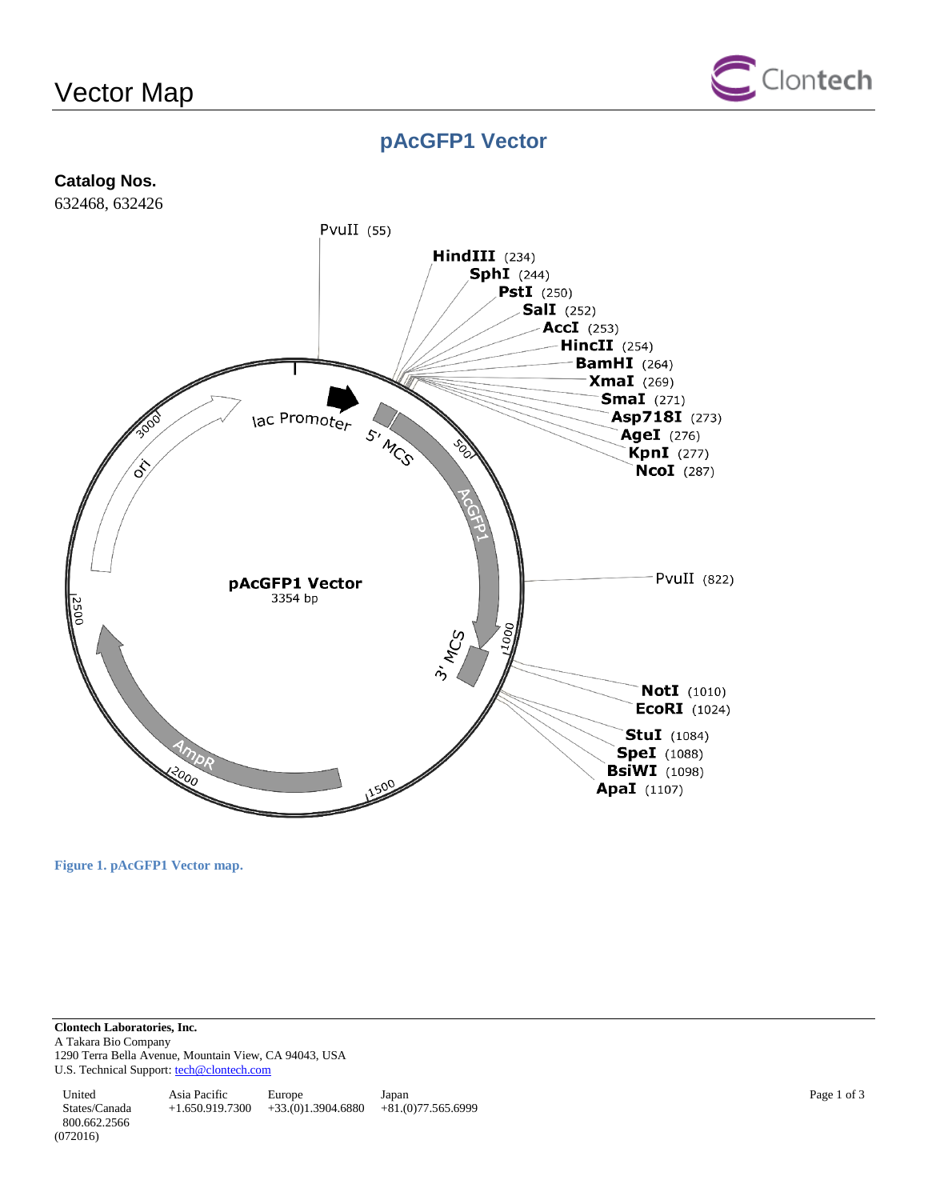# Vector Map

## pAcGFP1 Vector

**Catalog Nos.**
632468, 632426

PvuII (55)
HindIII (234)
SphI (244)
PstI (250)
SalI (252)
AccI (253)
HincII (254)
BamHI (264)
XmaI (269)
SmaI (271)
Asp718I (273)
AgeI (276)
KpnI (277)
NcoI (287)
PvuII (822)
NotI (1010)
EcoRI (1024)
StuI (1084)
SpeI (1088)
BsiWI (1098)
ApaI (1107)

lac Promoter
5' MCS
AcGFP1
3' MCS
AmpR
ori

pAcGFP1 Vector
3354 bp

500
1000
1500
2000
2500
3000

**Figure 1. pAcGFP1 Vector map.**

**Clontech Laboratories, Inc.**
A Takara Bio Company
1290 Terra Bella Avenue, Mountain View, CA 94043, USA
U.S. Technical Support: tech@clontech.com

United States/Canada 800.662.2566 | Asia Pacific +1.650.919.7300 | Europe +33.(0)1.3904.6880 | Japan +81.(0)77.565.6999

(072016)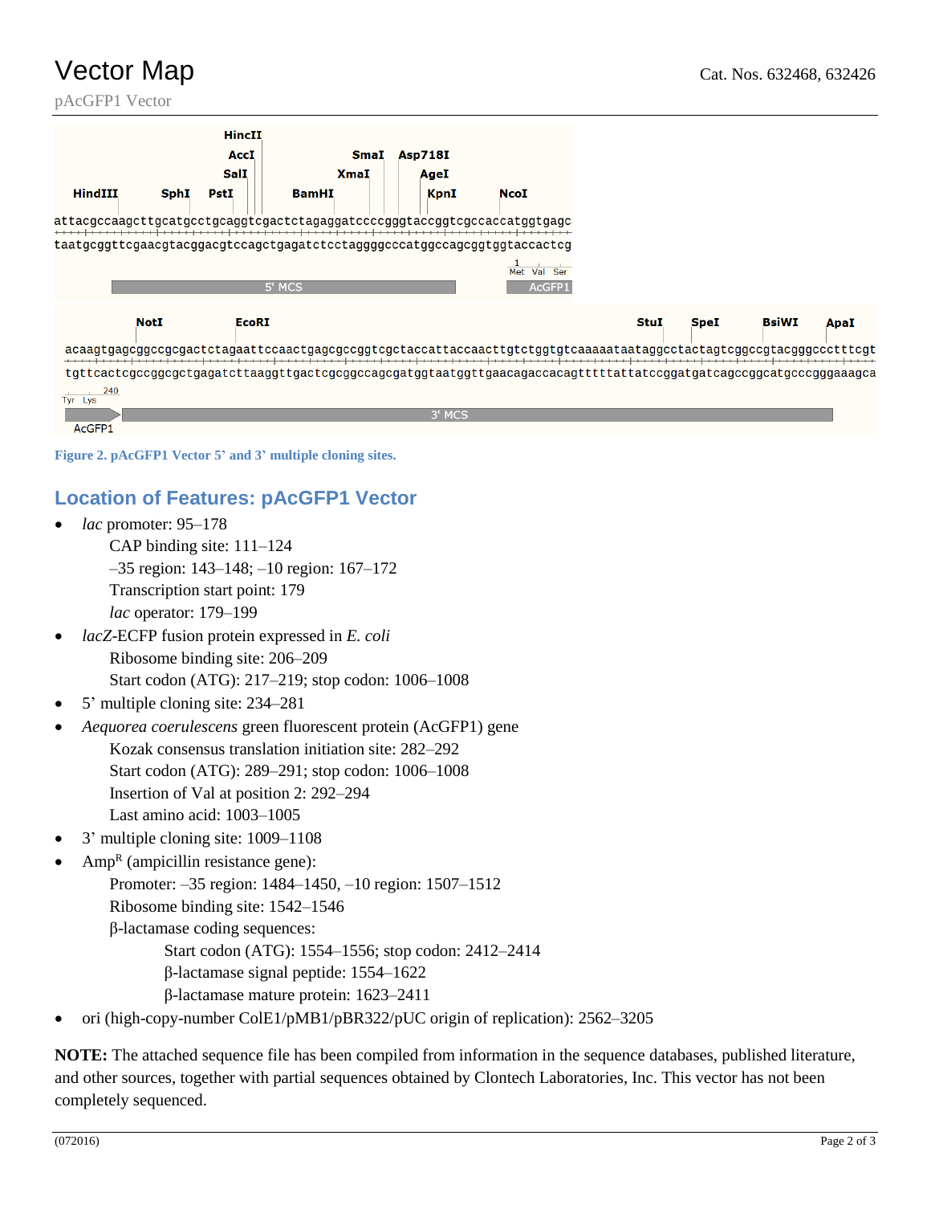# Vector Map

pAcGFP1 Vector

Cat. Nos. 632468, 632426

```
HindIII   SphI   PstI  SalI AccI HincII   BamHI   XmaI SmaI  Asp718I  AgeI  KpnI   NcoI
attacgccaagcttgcatgcctgcaggtcgactctagaggatccccgggtaccggtcgccaccatggtgagc
taatgcggttcgaacgtacggacgtccagctgagatctcctaggggcccatggccagcggtggtaccactcg
                                                              1
                                                              Met Val Ser
          5' MCS                                              AcGFP1

       NotI          EcoRI                                                          StuI    SpeI     BsiWI    ApaI
acaagtgagcggccgcgactctagaattccaactgagcgccggtcgctaccattaccaacttgtctggtgtcaaaaataataggcctactagtcggccgtacgggccctttcgt
tgttcactcgccggcgctgagatcttaaggttgactcgcggccagcgatggtaatggttgaacagaccacagtttttattatccggatgatcagccggcatgcccgggaaagca
 240
Tyr Lys
AcGFP1                                        3' MCS
```

Figure 2. pAcGFP1 Vector 5' and 3' multiple cloning sites.

## Location of Features: pAcGFP1 Vector

- *lac* promoter: 95–178
    - CAP binding site: 111–124
    - –35 region: 143–148; –10 region: 167–172
    - Transcription start point: 179
    - *lac* operator: 179–199
- *lacZ*-ECFP fusion protein expressed in *E. coli*
    - Ribosome binding site: 206–209
    - Start codon (ATG): 217–219; stop codon: 1006–1008
- 5' multiple cloning site: 234–281
- *Aequorea coerulescens* green fluorescent protein (AcGFP1) gene
    - Kozak consensus translation initiation site: 282–292
    - Start codon (ATG): 289–291; stop codon: 1006–1008
    - Insertion of Val at position 2: 292–294
    - Last amino acid: 1003–1005
- 3' multiple cloning site: 1009–1108
- Amp$^{R}$ (ampicillin resistance gene):
    - Promoter: –35 region: 1484–1450, –10 region: 1507–1512
    - Ribosome binding site: 1542–1546
    - β-lactamase coding sequences:
        - Start codon (ATG): 1554–1556; stop codon: 2412–2414
        - β-lactamase signal peptide: 1554–1622
        - β-lactamase mature protein: 1623–2411
- ori (high-copy-number ColE1/pMB1/pBR322/pUC origin of replication): 2562–3205

**NOTE:** The attached sequence file has been compiled from information in the sequence databases, published literature, and other sources, together with partial sequences obtained by Clontech Laboratories, Inc. This vector has not been completely sequenced.

(072016)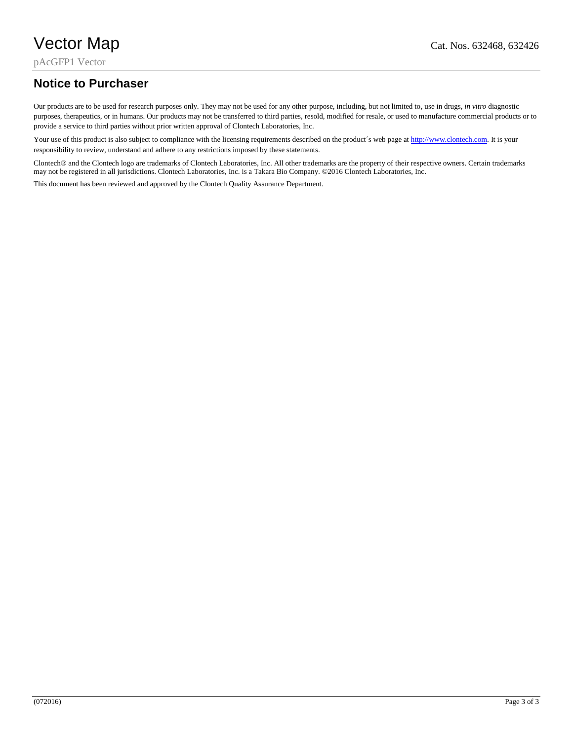## Notice to Purchaser

Our products are to be used for research purposes only. They may not be used for any other purpose, including, but not limited to, use in drugs, *in vitro* diagnostic purposes, therapeutics, or in humans. Our products may not be transferred to third parties, resold, modified for resale, or used to manufacture commercial products or to provide a service to third parties without prior written approval of Clontech Laboratories, Inc.

Your use of this product is also subject to compliance with the licensing requirements described on the product´s web page at http://www.clontech.com. It is your responsibility to review, understand and adhere to any restrictions imposed by these statements.

Clontech® and the Clontech logo are trademarks of Clontech Laboratories, Inc. All other trademarks are the property of their respective owners. Certain trademarks may not be registered in all jurisdictions. Clontech Laboratories, Inc. is a Takara Bio Company. ©2016 Clontech Laboratories, Inc.

This document has been reviewed and approved by the Clontech Quality Assurance Department.